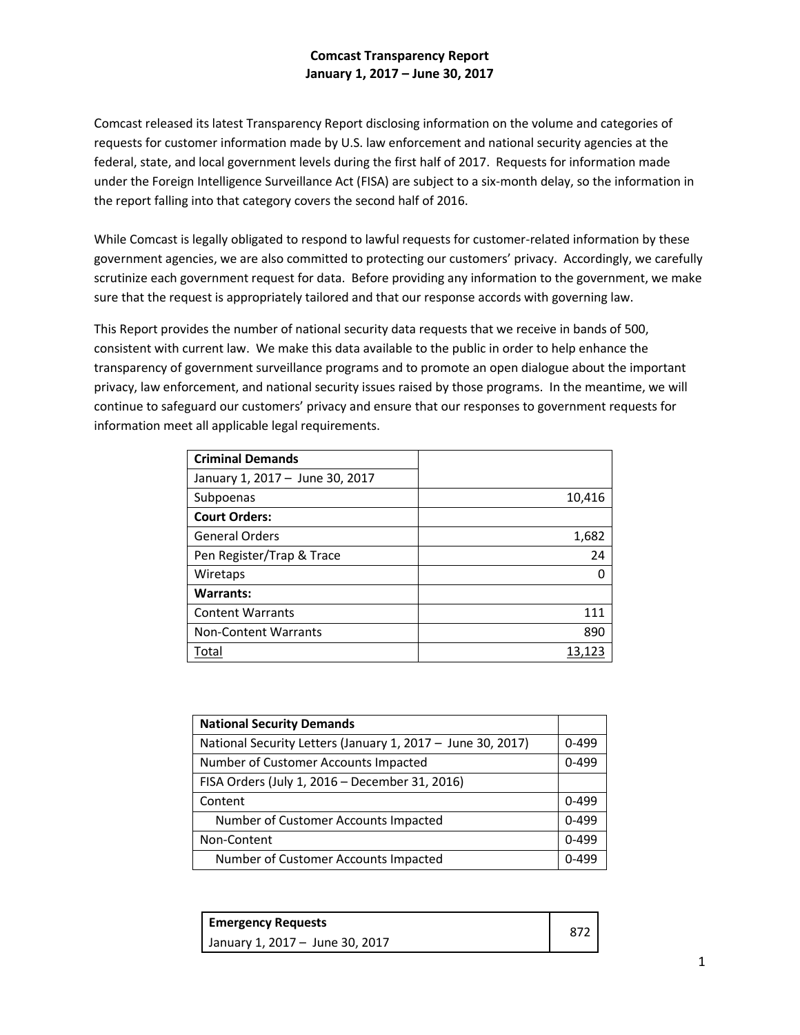# Comcast Transparency Report
## January 1, 2017 – June 30, 2017

Comcast released its latest Transparency Report disclosing information on the volume and categories of requests for customer information made by U.S. law enforcement and national security agencies at the federal, state, and local government levels during the first half of 2017. Requests for information made under the Foreign Intelligence Surveillance Act (FISA) are subject to a six-month delay, so the information in the report falling into that category covers the second half of 2016.

While Comcast is legally obligated to respond to lawful requests for customer-related information by these government agencies, we are also committed to protecting our customers' privacy. Accordingly, we carefully scrutinize each government request for data. Before providing any information to the government, we make sure that the request is appropriately tailored and that our response accords with governing law.

This Report provides the number of national security data requests that we receive in bands of 500, consistent with current law. We make this data available to the public in order to help enhance the transparency of government surveillance programs and to promote an open dialogue about the important privacy, law enforcement, and national security issues raised by those programs. In the meantime, we will continue to safeguard our customers' privacy and ensure that our responses to government requests for information meet all applicable legal requirements.

| **Criminal Demands**<br>January 1, 2017 – June 30, 2017 | |
|---|---|
| Subpoenas | 10,416 |
| **Court Orders:** | |
| General Orders | 1,682 |
| Pen Register/Trap & Trace | 24 |
| Wiretaps | 0 |
| **Warrants:** | |
| Content Warrants | 111 |
| Non-Content Warrants | 890 |
| Total | 13,123 |

| **National Security Demands** | |
|---|---|
| National Security Letters (January 1, 2017 – June 30, 2017) | 0-499 |
| Number of Customer Accounts Impacted | 0-499 |
| FISA Orders (July 1, 2016 – December 31, 2016) | |
| Content | 0-499 |
| Number of Customer Accounts Impacted | 0-499 |
| Non-Content | 0-499 |
| Number of Customer Accounts Impacted | 0-499 |

| **Emergency Requests**<br>January 1, 2017 – June 30, 2017 | 872 |
|---|---|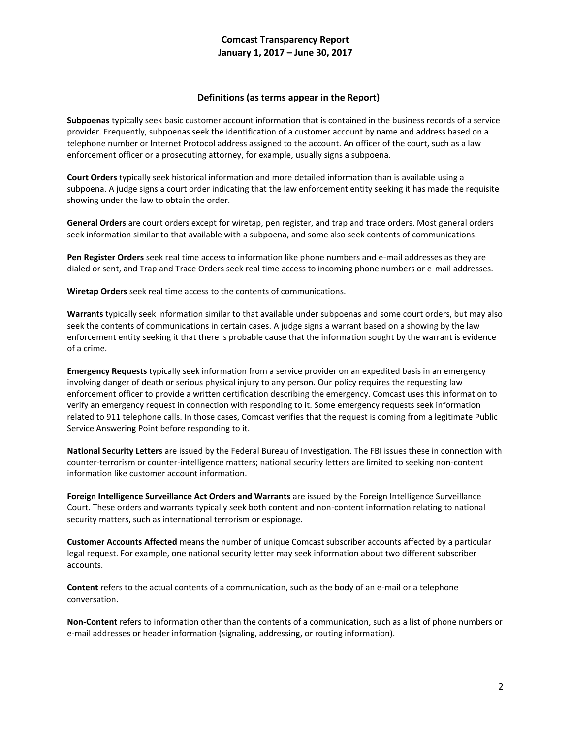# Comcast Transparency Report
## January 1, 2017 – June 30, 2017

### Definitions (as terms appear in the Report)

**Subpoenas** typically seek basic customer account information that is contained in the business records of a service provider. Frequently, subpoenas seek the identification of a customer account by name and address based on a telephone number or Internet Protocol address assigned to the account. An officer of the court, such as a law enforcement officer or a prosecuting attorney, for example, usually signs a subpoena.

**Court Orders** typically seek historical information and more detailed information than is available using a subpoena. A judge signs a court order indicating that the law enforcement entity seeking it has made the requisite showing under the law to obtain the order.

**General Orders** are court orders except for wiretap, pen register, and trap and trace orders. Most general orders seek information similar to that available with a subpoena, and some also seek contents of communications.

**Pen Register Orders** seek real time access to information like phone numbers and e-mail addresses as they are dialed or sent, and Trap and Trace Orders seek real time access to incoming phone numbers or e-mail addresses.

**Wiretap Orders** seek real time access to the contents of communications.

**Warrants** typically seek information similar to that available under subpoenas and some court orders, but may also seek the contents of communications in certain cases. A judge signs a warrant based on a showing by the law enforcement entity seeking it that there is probable cause that the information sought by the warrant is evidence of a crime.

**Emergency Requests** typically seek information from a service provider on an expedited basis in an emergency involving danger of death or serious physical injury to any person. Our policy requires the requesting law enforcement officer to provide a written certification describing the emergency. Comcast uses this information to verify an emergency request in connection with responding to it. Some emergency requests seek information related to 911 telephone calls. In those cases, Comcast verifies that the request is coming from a legitimate Public Service Answering Point before responding to it.

**National Security Letters** are issued by the Federal Bureau of Investigation. The FBI issues these in connection with counter-terrorism or counter-intelligence matters; national security letters are limited to seeking non-content information like customer account information.

**Foreign Intelligence Surveillance Act Orders and Warrants** are issued by the Foreign Intelligence Surveillance Court. These orders and warrants typically seek both content and non-content information relating to national security matters, such as international terrorism or espionage.

**Customer Accounts Affected** means the number of unique Comcast subscriber accounts affected by a particular legal request. For example, one national security letter may seek information about two different subscriber accounts.

**Content** refers to the actual contents of a communication, such as the body of an e-mail or a telephone conversation.

**Non-Content** refers to information other than the contents of a communication, such as a list of phone numbers or e-mail addresses or header information (signaling, addressing, or routing information).